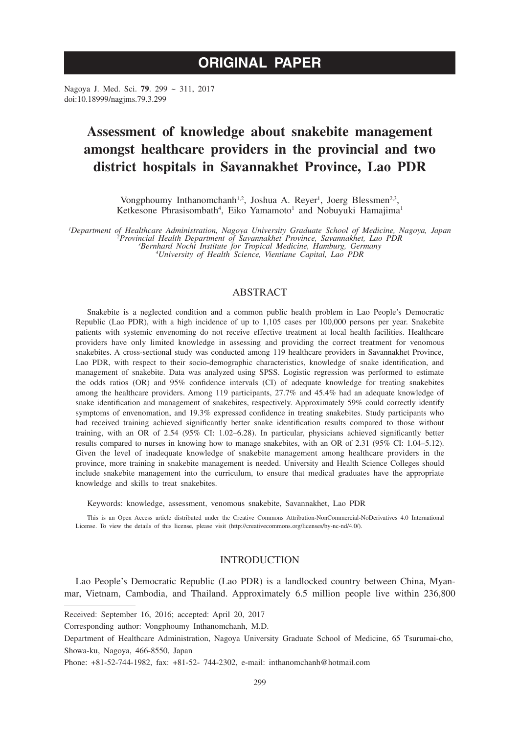# ORIGINAL PAPER

Nagoya J. Med. Sci. **79**. 299 ~ 311, 2017
doi:10.18999/nagjms.79.3.299

# Assessment of knowledge about snakebite management amongst healthcare providers in the provincial and two district hospitals in Savannakhet Province, Lao PDR

Vongphoumy Inthanomchanh[1,2], Joshua A. Reyer[1], Joerg Blessmen[2,3], Ketkesone Phrasisombath[4], Eiko Yamamoto[1] and Nobuyuki Hamajima[1]

[1]*Department of Healthcare Administration, Nagoya University Graduate School of Medicine, Nagoya, Japan*
[2]*Provincial Health Department of Savannakhet Province, Savannakhet, Lao PDR*
[3]*Bernhard Nocht Institute for Tropical Medicine, Hamburg, Germany*
[4]*University of Health Science, Vientiane Capital, Lao PDR*

## ABSTRACT

Snakebite is a neglected condition and a common public health problem in Lao People's Democratic Republic (Lao PDR), with a high incidence of up to 1,105 cases per 100,000 persons per year. Snakebite patients with systemic envenoming do not receive effective treatment at local health facilities. Healthcare providers have only limited knowledge in assessing and providing the correct treatment for venomous snakebites. A cross-sectional study was conducted among 119 healthcare providers in Savannakhet Province, Lao PDR, with respect to their socio-demographic characteristics, knowledge of snake identification, and management of snakebite. Data was analyzed using SPSS. Logistic regression was performed to estimate the odds ratios (OR) and 95% confidence intervals (CI) of adequate knowledge for treating snakebites among the healthcare providers. Among 119 participants, 27.7% and 45.4% had an adequate knowledge of snake identification and management of snakebites, respectively. Approximately 59% could correctly identify symptoms of envenomation, and 19.3% expressed confidence in treating snakebites. Study participants who had received training achieved significantly better snake identification results compared to those without training, with an OR of 2.54 (95% CI: 1.02–6.28). In particular, physicians achieved significantly better results compared to nurses in knowing how to manage snakebites, with an OR of 2.31 (95% CI: 1.04–5.12). Given the level of inadequate knowledge of snakebite management among healthcare providers in the province, more training in snakebite management is needed. University and Health Science Colleges should include snakebite management into the curriculum, to ensure that medical graduates have the appropriate knowledge and skills to treat snakebites.

Keywords: knowledge, assessment, venomous snakebite, Savannakhet, Lao PDR

This is an Open Access article distributed under the Creative Commons Attribution-NonCommercial-NoDerivatives 4.0 International License. To view the details of this license, please visit (http://creativecommons.org/licenses/by-nc-nd/4.0/).

## INTRODUCTION

Lao People's Democratic Republic (Lao PDR) is a landlocked country between China, Myanmar, Vietnam, Cambodia, and Thailand. Approximately 6.5 million people live within 236,800

---

Received: September 16, 2016; accepted: April 20, 2017

Corresponding author: Vongphoumy Inthanomchanh, M.D.

Department of Healthcare Administration, Nagoya University Graduate School of Medicine, 65 Tsurumai-cho, Showa-ku, Nagoya, 466-8550, Japan

Phone: +81-52-744-1982, fax: +81-52- 744-2302, e-mail: inthanomchanh@hotmail.com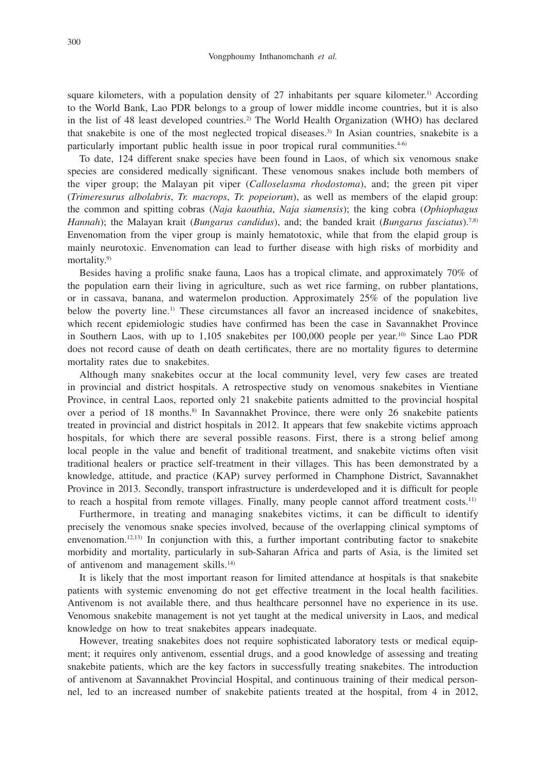square kilometers, with a population density of 27 inhabitants per square kilometer.[1] According to the World Bank, Lao PDR belongs to a group of lower middle income countries, but it is also in the list of 48 least developed countries.[2] The World Health Organization (WHO) has declared that snakebite is one of the most neglected tropical diseases.[3] In Asian countries, snakebite is a particularly important public health issue in poor tropical rural communities.[4-6]

To date, 124 different snake species have been found in Laos, of which six venomous snake species are considered medically significant. These venomous snakes include both members of the viper group; the Malayan pit viper (*Calloselasma rhodostoma*), and; the green pit viper (*Trimeresurus albolabris*, *Tr. macrops*, *Tr. popeiorum*), as well as members of the elapid group: the common and spitting cobras (*Naja kaouthia*, *Naja siamensis*); the king cobra (*Ophiophagus Hannah*); the Malayan krait (*Bungarus candidus*), and; the banded krait (*Bungarus fasciatus*).[7,8] Envenomation from the viper group is mainly hematotoxic, while that from the elapid group is mainly neurotoxic. Envenomation can lead to further disease with high risks of morbidity and mortality.[9]

Besides having a prolific snake fauna, Laos has a tropical climate, and approximately 70% of the population earn their living in agriculture, such as wet rice farming, on rubber plantations, or in cassava, banana, and watermelon production. Approximately 25% of the population live below the poverty line.[1] These circumstances all favor an increased incidence of snakebites, which recent epidemiologic studies have confirmed has been the case in Savannakhet Province in Southern Laos, with up to 1,105 snakebites per 100,000 people per year.[10] Since Lao PDR does not record cause of death on death certificates, there are no mortality figures to determine mortality rates due to snakebites.

Although many snakebites occur at the local community level, very few cases are treated in provincial and district hospitals. A retrospective study on venomous snakebites in Vientiane Province, in central Laos, reported only 21 snakebite patients admitted to the provincial hospital over a period of 18 months.[8] In Savannakhet Province, there were only 26 snakebite patients treated in provincial and district hospitals in 2012. It appears that few snakebite victims approach hospitals, for which there are several possible reasons. First, there is a strong belief among local people in the value and benefit of traditional treatment, and snakebite victims often visit traditional healers or practice self-treatment in their villages. This has been demonstrated by a knowledge, attitude, and practice (KAP) survey performed in Champhone District, Savannakhet Province in 2013. Secondly, transport infrastructure is underdeveloped and it is difficult for people to reach a hospital from remote villages. Finally, many people cannot afford treatment costs.[11]

Furthermore, in treating and managing snakebites victims, it can be difficult to identify precisely the venomous snake species involved, because of the overlapping clinical symptoms of envenomation.[12,13] In conjunction with this, a further important contributing factor to snakebite morbidity and mortality, particularly in sub-Saharan Africa and parts of Asia, is the limited set of antivenom and management skills.[14]

It is likely that the most important reason for limited attendance at hospitals is that snakebite patients with systemic envenoming do not get effective treatment in the local health facilities. Antivenom is not available there, and thus healthcare personnel have no experience in its use. Venomous snakebite management is not yet taught at the medical university in Laos, and medical knowledge on how to treat snakebites appears inadequate.

However, treating snakebites does not require sophisticated laboratory tests or medical equipment; it requires only antivenom, essential drugs, and a good knowledge of assessing and treating snakebite patients, which are the key factors in successfully treating snakebites. The introduction of antivenom at Savannakhet Provincial Hospital, and continuous training of their medical personnel, led to an increased number of snakebite patients treated at the hospital, from 4 in 2012,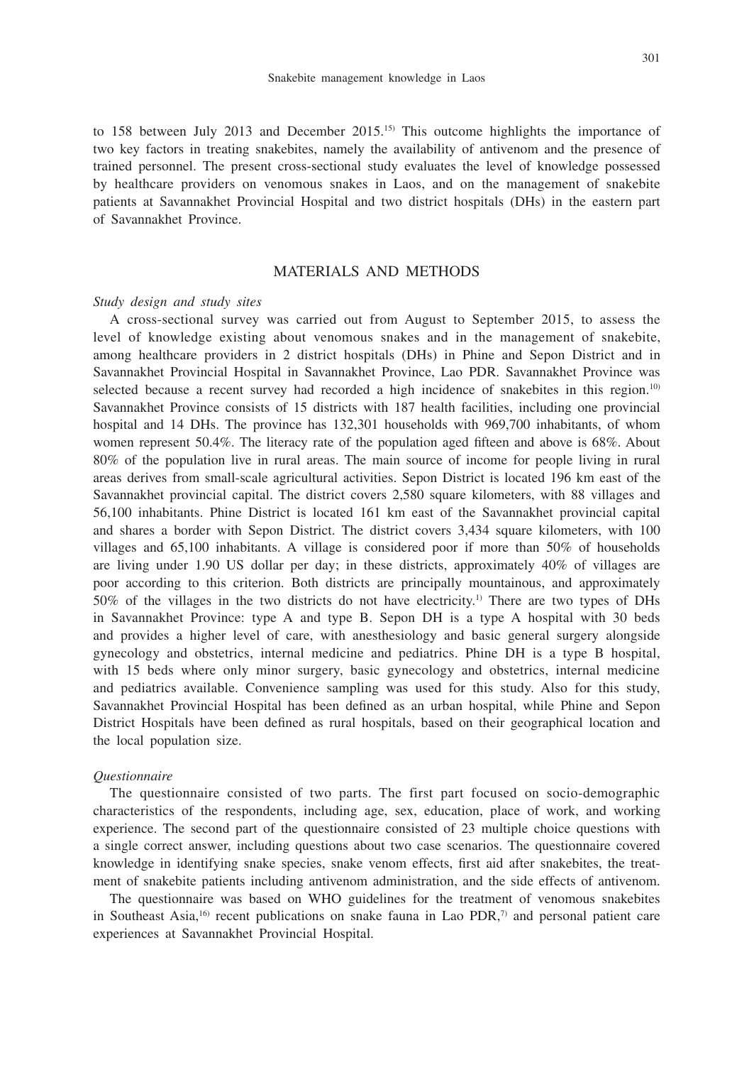to 158 between July 2013 and December 2015.[15] This outcome highlights the importance of two key factors in treating snakebites, namely the availability of antivenom and the presence of trained personnel. The present cross-sectional study evaluates the level of knowledge possessed by healthcare providers on venomous snakes in Laos, and on the management of snakebite patients at Savannakhet Provincial Hospital and two district hospitals (DHs) in the eastern part of Savannakhet Province.

## MATERIALS AND METHODS

*Study design and study sites*

A cross-sectional survey was carried out from August to September 2015, to assess the level of knowledge existing about venomous snakes and in the management of snakebite, among healthcare providers in 2 district hospitals (DHs) in Phine and Sepon District and in Savannakhet Provincial Hospital in Savannakhet Province, Lao PDR. Savannakhet Province was selected because a recent survey had recorded a high incidence of snakebites in this region.[10] Savannakhet Province consists of 15 districts with 187 health facilities, including one provincial hospital and 14 DHs. The province has 132,301 households with 969,700 inhabitants, of whom women represent 50.4%. The literacy rate of the population aged fifteen and above is 68%. About 80% of the population live in rural areas. The main source of income for people living in rural areas derives from small-scale agricultural activities. Sepon District is located 196 km east of the Savannakhet provincial capital. The district covers 2,580 square kilometers, with 88 villages and 56,100 inhabitants. Phine District is located 161 km east of the Savannakhet provincial capital and shares a border with Sepon District. The district covers 3,434 square kilometers, with 100 villages and 65,100 inhabitants. A village is considered poor if more than 50% of households are living under 1.90 US dollar per day; in these districts, approximately 40% of villages are poor according to this criterion. Both districts are principally mountainous, and approximately 50% of the villages in the two districts do not have electricity.[1] There are two types of DHs in Savannakhet Province: type A and type B. Sepon DH is a type A hospital with 30 beds and provides a higher level of care, with anesthesiology and basic general surgery alongside gynecology and obstetrics, internal medicine and pediatrics. Phine DH is a type B hospital, with 15 beds where only minor surgery, basic gynecology and obstetrics, internal medicine and pediatrics available. Convenience sampling was used for this study. Also for this study, Savannakhet Provincial Hospital has been defined as an urban hospital, while Phine and Sepon District Hospitals have been defined as rural hospitals, based on their geographical location and the local population size.

*Questionnaire*

The questionnaire consisted of two parts. The first part focused on socio-demographic characteristics of the respondents, including age, sex, education, place of work, and working experience. The second part of the questionnaire consisted of 23 multiple choice questions with a single correct answer, including questions about two case scenarios. The questionnaire covered knowledge in identifying snake species, snake venom effects, first aid after snakebites, the treatment of snakebite patients including antivenom administration, and the side effects of antivenom.

The questionnaire was based on WHO guidelines for the treatment of venomous snakebites in Southeast Asia,[16] recent publications on snake fauna in Lao PDR,[7] and personal patient care experiences at Savannakhet Provincial Hospital.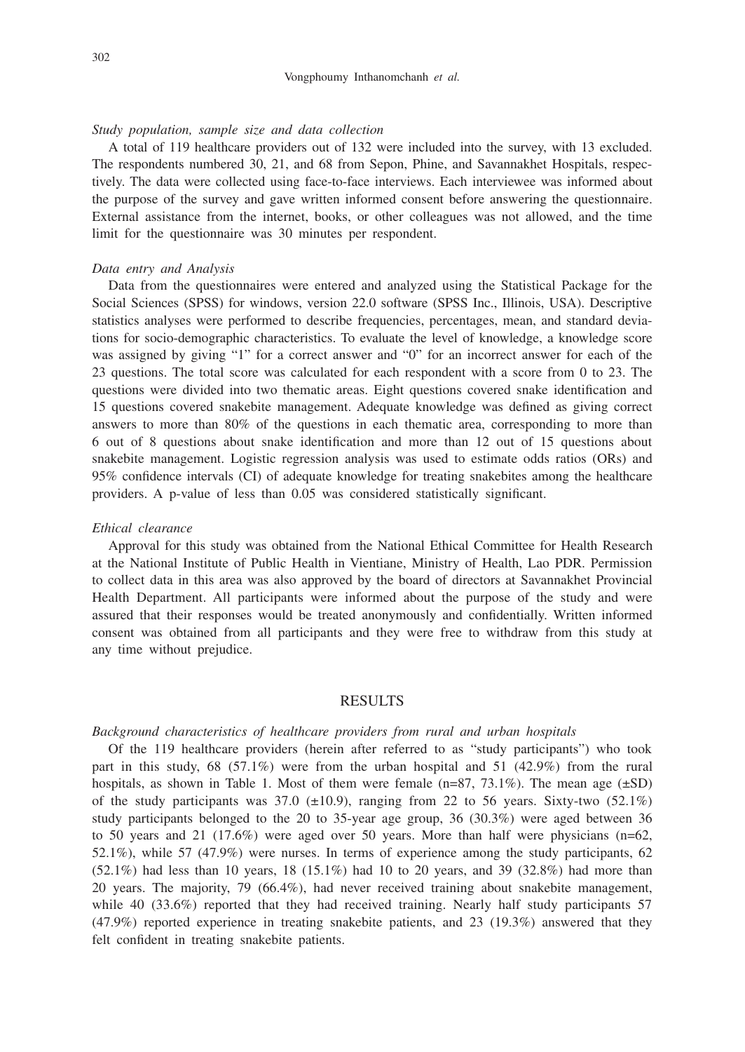*Study population, sample size and data collection*

A total of 119 healthcare providers out of 132 were included into the survey, with 13 excluded. The respondents numbered 30, 21, and 68 from Sepon, Phine, and Savannakhet Hospitals, respectively. The data were collected using face-to-face interviews. Each interviewee was informed about the purpose of the survey and gave written informed consent before answering the questionnaire. External assistance from the internet, books, or other colleagues was not allowed, and the time limit for the questionnaire was 30 minutes per respondent.

*Data entry and Analysis*

Data from the questionnaires were entered and analyzed using the Statistical Package for the Social Sciences (SPSS) for windows, version 22.0 software (SPSS Inc., Illinois, USA). Descriptive statistics analyses were performed to describe frequencies, percentages, mean, and standard deviations for socio-demographic characteristics. To evaluate the level of knowledge, a knowledge score was assigned by giving "1" for a correct answer and "0" for an incorrect answer for each of the 23 questions. The total score was calculated for each respondent with a score from 0 to 23. The questions were divided into two thematic areas. Eight questions covered snake identification and 15 questions covered snakebite management. Adequate knowledge was defined as giving correct answers to more than 80% of the questions in each thematic area, corresponding to more than 6 out of 8 questions about snake identification and more than 12 out of 15 questions about snakebite management. Logistic regression analysis was used to estimate odds ratios (ORs) and 95% confidence intervals (CI) of adequate knowledge for treating snakebites among the healthcare providers. A p-value of less than 0.05 was considered statistically significant.

*Ethical clearance*

Approval for this study was obtained from the National Ethical Committee for Health Research at the National Institute of Public Health in Vientiane, Ministry of Health, Lao PDR. Permission to collect data in this area was also approved by the board of directors at Savannakhet Provincial Health Department. All participants were informed about the purpose of the study and were assured that their responses would be treated anonymously and confidentially. Written informed consent was obtained from all participants and they were free to withdraw from this study at any time without prejudice.

## RESULTS

*Background characteristics of healthcare providers from rural and urban hospitals*

Of the 119 healthcare providers (herein after referred to as "study participants") who took part in this study, 68 (57.1%) were from the urban hospital and 51 (42.9%) from the rural hospitals, as shown in Table 1. Most of them were female (n=87, 73.1%). The mean age (±SD) of the study participants was 37.0 (±10.9), ranging from 22 to 56 years. Sixty-two (52.1%) study participants belonged to the 20 to 35-year age group, 36 (30.3%) were aged between 36 to 50 years and 21 (17.6%) were aged over 50 years. More than half were physicians (n=62, 52.1%), while 57 (47.9%) were nurses. In terms of experience among the study participants, 62 (52.1%) had less than 10 years, 18 (15.1%) had 10 to 20 years, and 39 (32.8%) had more than 20 years. The majority, 79 (66.4%), had never received training about snakebite management, while 40 (33.6%) reported that they had received training. Nearly half study participants 57 (47.9%) reported experience in treating snakebite patients, and 23 (19.3%) answered that they felt confident in treating snakebite patients.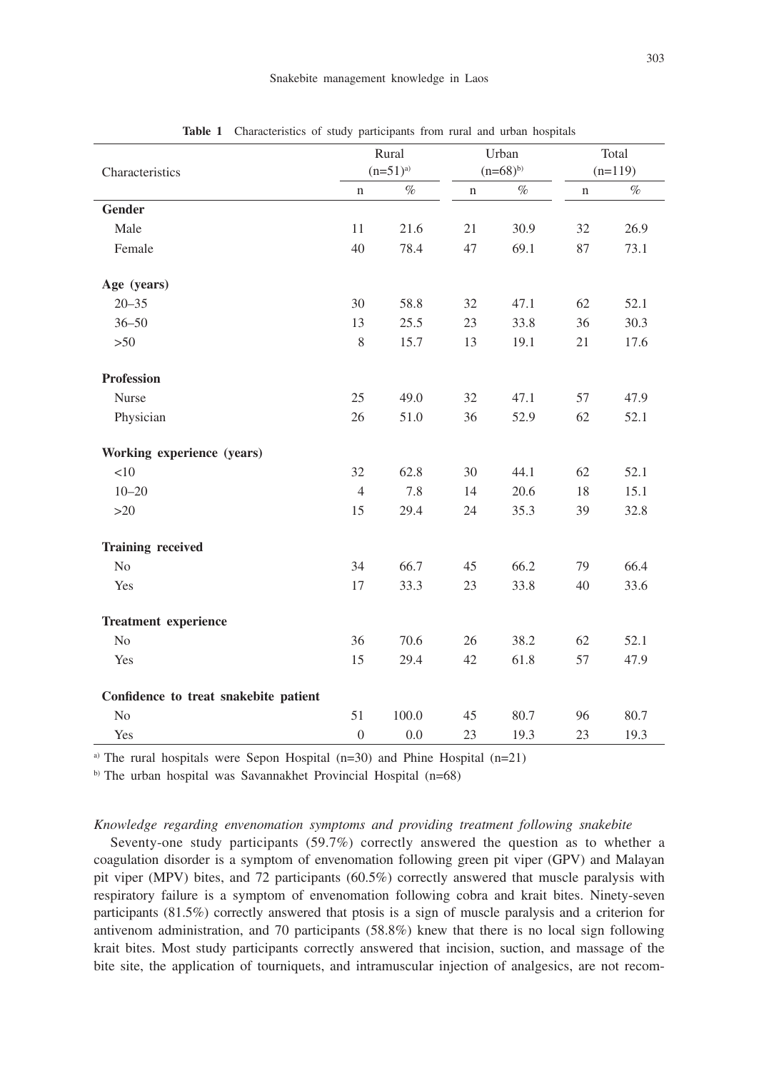**Table 1** Characteristics of study participants from rural and urban hospitals

| Characteristics | Rural (n=51)[a] | | Urban (n=68)[b] | | Total (n=119) | |
|---|---|---|---|---|---|---|
| | n | % | n | % | n | % |
| **Gender** | | | | | | |
| Male | 11 | 21.6 | 21 | 30.9 | 32 | 26.9 |
| Female | 40 | 78.4 | 47 | 69.1 | 87 | 73.1 |
| **Age (years)** | | | | | | |
| 20–35 | 30 | 58.8 | 32 | 47.1 | 62 | 52.1 |
| 36–50 | 13 | 25.5 | 23 | 33.8 | 36 | 30.3 |
| >50 | 8 | 15.7 | 13 | 19.1 | 21 | 17.6 |
| **Profession** | | | | | | |
| Nurse | 25 | 49.0 | 32 | 47.1 | 57 | 47.9 |
| Physician | 26 | 51.0 | 36 | 52.9 | 62 | 52.1 |
| **Working experience (years)** | | | | | | |
| <10 | 32 | 62.8 | 30 | 44.1 | 62 | 52.1 |
| 10–20 | 4 | 7.8 | 14 | 20.6 | 18 | 15.1 |
| >20 | 15 | 29.4 | 24 | 35.3 | 39 | 32.8 |
| **Training received** | | | | | | |
| No | 34 | 66.7 | 45 | 66.2 | 79 | 66.4 |
| Yes | 17 | 33.3 | 23 | 33.8 | 40 | 33.6 |
| **Treatment experience** | | | | | | |
| No | 36 | 70.6 | 26 | 38.2 | 62 | 52.1 |
| Yes | 15 | 29.4 | 42 | 61.8 | 57 | 47.9 |
| **Confidence to treat snakebite patient** | | | | | | |
| No | 51 | 100.0 | 45 | 80.7 | 96 | 80.7 |
| Yes | 0 | 0.0 | 23 | 19.3 | 23 | 19.3 |

[a] The rural hospitals were Sepon Hospital (n=30) and Phine Hospital (n=21)

[b] The urban hospital was Savannakhet Provincial Hospital (n=68)

*Knowledge regarding envenomation symptoms and providing treatment following snakebite*

Seventy-one study participants (59.7%) correctly answered the question as to whether a coagulation disorder is a symptom of envenomation following green pit viper (GPV) and Malayan pit viper (MPV) bites, and 72 participants (60.5%) correctly answered that muscle paralysis with respiratory failure is a symptom of envenomation following cobra and krait bites. Ninety-seven participants (81.5%) correctly answered that ptosis is a sign of muscle paralysis and a criterion for antivenom administration, and 70 participants (58.8%) knew that there is no local sign following krait bites. Most study participants correctly answered that incision, suction, and massage of the bite site, the application of tourniquets, and intramuscular injection of analgesics, are not recom-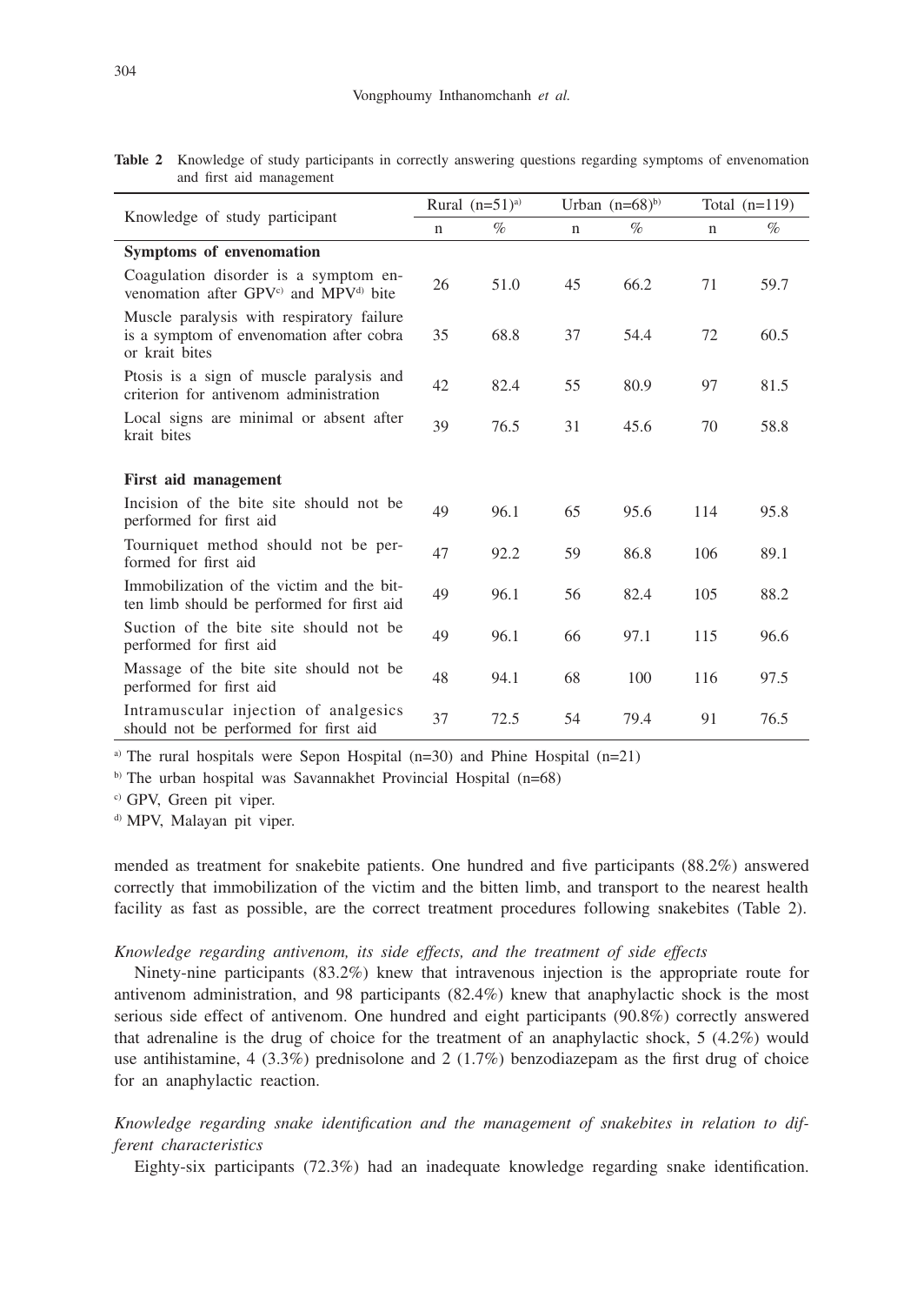**Table 2** Knowledge of study participants in correctly answering questions regarding symptoms of envenomation and first aid management

| Knowledge of study participant | Rural (n=51)[a] | | Urban (n=68)[b] | | Total (n=119) | |
|---|---|---|---|---|---|---|
| | n | % | n | % | n | % |
| **Symptoms of envenomation** | | | | | | |
| Coagulation disorder is a symptom envenomation after GPV[c] and MPV[d] bite | 26 | 51.0 | 45 | 66.2 | 71 | 59.7 |
| Muscle paralysis with respiratory failure is a symptom of envenomation after cobra or krait bites | 35 | 68.8 | 37 | 54.4 | 72 | 60.5 |
| Ptosis is a sign of muscle paralysis and criterion for antivenom administration | 42 | 82.4 | 55 | 80.9 | 97 | 81.5 |
| Local signs are minimal or absent after krait bites | 39 | 76.5 | 31 | 45.6 | 70 | 58.8 |
| **First aid management** | | | | | | |
| Incision of the bite site should not be performed for first aid | 49 | 96.1 | 65 | 95.6 | 114 | 95.8 |
| Tourniquet method should not be performed for first aid | 47 | 92.2 | 59 | 86.8 | 106 | 89.1 |
| Immobilization of the victim and the bitten limb should be performed for first aid | 49 | 96.1 | 56 | 82.4 | 105 | 88.2 |
| Suction of the bite site should not be performed for first aid | 49 | 96.1 | 66 | 97.1 | 115 | 96.6 |
| Massage of the bite site should not be performed for first aid | 48 | 94.1 | 68 | 100 | 116 | 97.5 |
| Intramuscular injection of analgesics should not be performed for first aid | 37 | 72.5 | 54 | 79.4 | 91 | 76.5 |

[a] The rural hospitals were Sepon Hospital (n=30) and Phine Hospital (n=21)

[b] The urban hospital was Savannakhet Provincial Hospital (n=68)

[c] GPV, Green pit viper.

[d] MPV, Malayan pit viper.

mended as treatment for snakebite patients. One hundred and five participants (88.2%) answered correctly that immobilization of the victim and the bitten limb, and transport to the nearest health facility as fast as possible, are the correct treatment procedures following snakebites (Table 2).

*Knowledge regarding antivenom, its side effects, and the treatment of side effects*

Ninety-nine participants (83.2%) knew that intravenous injection is the appropriate route for antivenom administration, and 98 participants (82.4%) knew that anaphylactic shock is the most serious side effect of antivenom. One hundred and eight participants (90.8%) correctly answered that adrenaline is the drug of choice for the treatment of an anaphylactic shock, 5 (4.2%) would use antihistamine, 4 (3.3%) prednisolone and 2 (1.7%) benzodiazepam as the first drug of choice for an anaphylactic reaction.

*Knowledge regarding snake identification and the management of snakebites in relation to different characteristics*

Eighty-six participants (72.3%) had an inadequate knowledge regarding snake identification.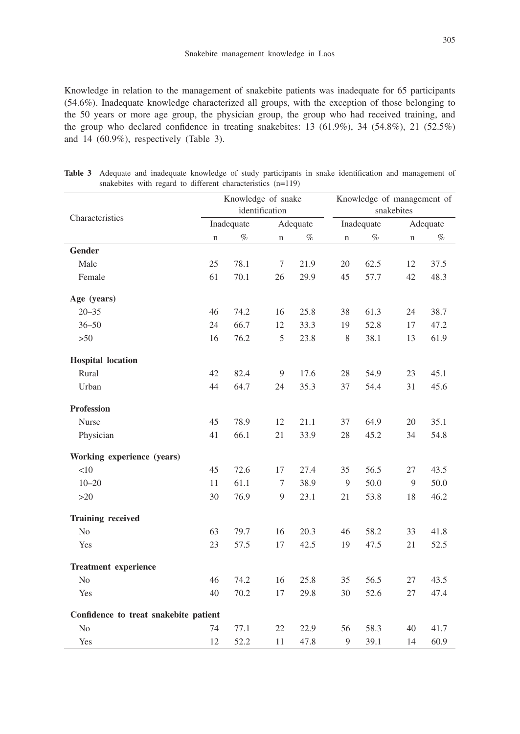Knowledge in relation to the management of snakebite patients was inadequate for 65 participants (54.6%). Inadequate knowledge characterized all groups, with the exception of those belonging to the 50 years or more age group, the physician group, the group who had received training, and the group who declared confidence in treating snakebites: 13 (61.9%), 34 (54.8%), 21 (52.5%) and 14 (60.9%), respectively (Table 3).

**Table 3** Adequate and inadequate knowledge of study participants in snake identification and management of snakebites with regard to different characteristics (n=119)

| Characteristics | Knowledge of snake identification | | | | Knowledge of management of snakebites | | | |
|---|---|---|---|---|---|---|---|---|
| | Inadequate | | Adequate | | Inadequate | | Adequate | |
| | n | % | n | % | n | % | n | % |
| **Gender** | | | | | | | | |
| Male | 25 | 78.1 | 7 | 21.9 | 20 | 62.5 | 12 | 37.5 |
| Female | 61 | 70.1 | 26 | 29.9 | 45 | 57.7 | 42 | 48.3 |
| **Age (years)** | | | | | | | | |
| 20–35 | 46 | 74.2 | 16 | 25.8 | 38 | 61.3 | 24 | 38.7 |
| 36–50 | 24 | 66.7 | 12 | 33.3 | 19 | 52.8 | 17 | 47.2 |
| >50 | 16 | 76.2 | 5 | 23.8 | 8 | 38.1 | 13 | 61.9 |
| **Hospital location** | | | | | | | | |
| Rural | 42 | 82.4 | 9 | 17.6 | 28 | 54.9 | 23 | 45.1 |
| Urban | 44 | 64.7 | 24 | 35.3 | 37 | 54.4 | 31 | 45.6 |
| **Profession** | | | | | | | | |
| Nurse | 45 | 78.9 | 12 | 21.1 | 37 | 64.9 | 20 | 35.1 |
| Physician | 41 | 66.1 | 21 | 33.9 | 28 | 45.2 | 34 | 54.8 |
| **Working experience (years)** | | | | | | | | |
| <10 | 45 | 72.6 | 17 | 27.4 | 35 | 56.5 | 27 | 43.5 |
| 10–20 | 11 | 61.1 | 7 | 38.9 | 9 | 50.0 | 9 | 50.0 |
| >20 | 30 | 76.9 | 9 | 23.1 | 21 | 53.8 | 18 | 46.2 |
| **Training received** | | | | | | | | |
| No | 63 | 79.7 | 16 | 20.3 | 46 | 58.2 | 33 | 41.8 |
| Yes | 23 | 57.5 | 17 | 42.5 | 19 | 47.5 | 21 | 52.5 |
| **Treatment experience** | | | | | | | | |
| No | 46 | 74.2 | 16 | 25.8 | 35 | 56.5 | 27 | 43.5 |
| Yes | 40 | 70.2 | 17 | 29.8 | 30 | 52.6 | 27 | 47.4 |
| **Confidence to treat snakebite patient** | | | | | | | | |
| No | 74 | 77.1 | 22 | 22.9 | 56 | 58.3 | 40 | 41.7 |
| Yes | 12 | 52.2 | 11 | 47.8 | 9 | 39.1 | 14 | 60.9 |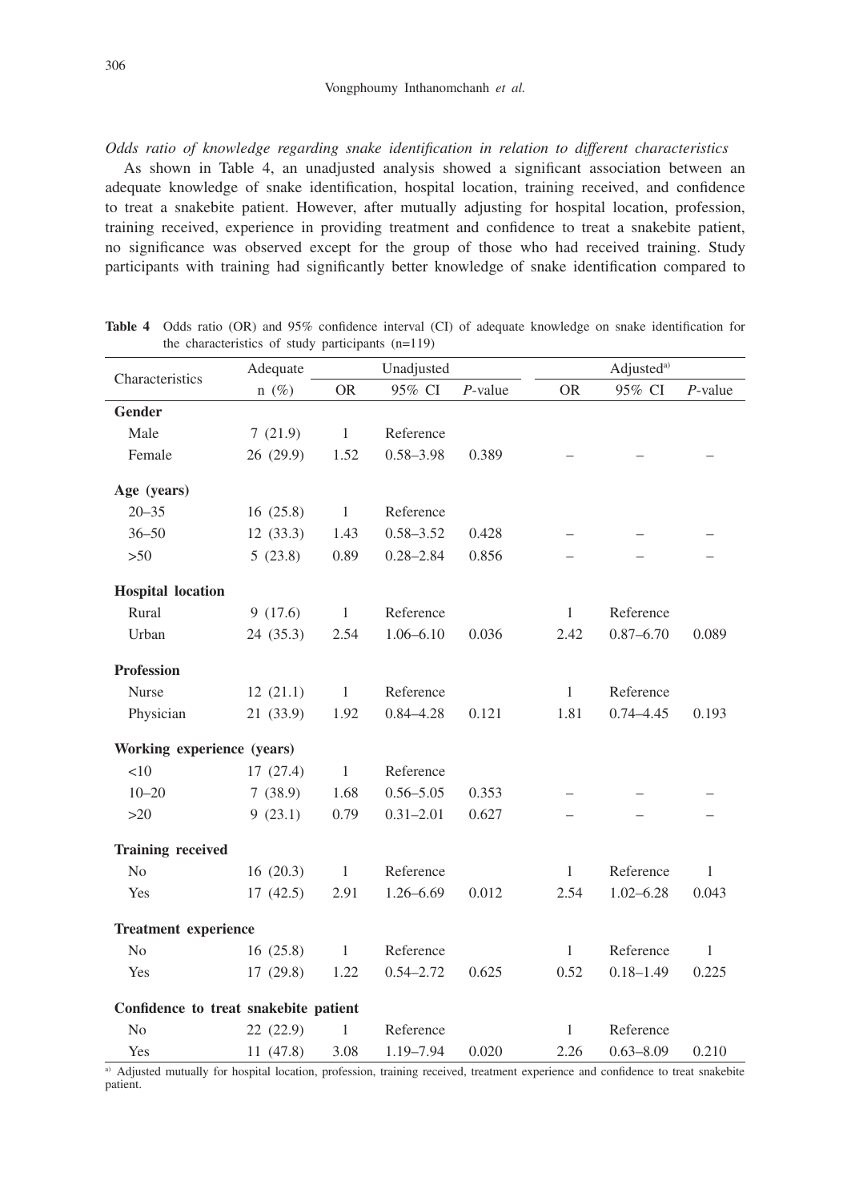*Odds ratio of knowledge regarding snake identification in relation to different characteristics*

As shown in Table 4, an unadjusted analysis showed a significant association between an adequate knowledge of snake identification, hospital location, training received, and confidence to treat a snakebite patient. However, after mutually adjusting for hospital location, profession, training received, experience in providing treatment and confidence to treat a snakebite patient, no significance was observed except for the group of those who had received training. Study participants with training had significantly better knowledge of snake identification compared to

**Table 4** Odds ratio (OR) and 95% confidence interval (CI) of adequate knowledge on snake identification for the characteristics of study participants (n=119)

| Characteristics | Adequate | Unadjusted | | | Adjusted[a] | | |
|---|---|---|---|---|---|---|---|
| | n (%) | OR | 95% CI | *P*-value | OR | 95% CI | *P*-value |
| **Gender** | | | | | | | |
| Male | 7 (21.9) | 1 | Reference | | | | |
| Female | 26 (29.9) | 1.52 | 0.58–3.98 | 0.389 | – | – | – |
| **Age (years)** | | | | | | | |
| 20–35 | 16 (25.8) | 1 | Reference | | | | |
| 36–50 | 12 (33.3) | 1.43 | 0.58–3.52 | 0.428 | – | – | – |
| >50 | 5 (23.8) | 0.89 | 0.28–2.84 | 0.856 | – | – | – |
| **Hospital location** | | | | | | | |
| Rural | 9 (17.6) | 1 | Reference | | 1 | Reference | |
| Urban | 24 (35.3) | 2.54 | 1.06–6.10 | 0.036 | 2.42 | 0.87–6.70 | 0.089 |
| **Profession** | | | | | | | |
| Nurse | 12 (21.1) | 1 | Reference | | 1 | Reference | |
| Physician | 21 (33.9) | 1.92 | 0.84–4.28 | 0.121 | 1.81 | 0.74–4.45 | 0.193 |
| **Working experience (years)** | | | | | | | |
| <10 | 17 (27.4) | 1 | Reference | | | | |
| 10–20 | 7 (38.9) | 1.68 | 0.56–5.05 | 0.353 | – | – | – |
| >20 | 9 (23.1) | 0.79 | 0.31–2.01 | 0.627 | – | – | – |
| **Training received** | | | | | | | |
| No | 16 (20.3) | 1 | Reference | | 1 | Reference | 1 |
| Yes | 17 (42.5) | 2.91 | 1.26–6.69 | 0.012 | 2.54 | 1.02–6.28 | 0.043 |
| **Treatment experience** | | | | | | | |
| No | 16 (25.8) | 1 | Reference | | 1 | Reference | 1 |
| Yes | 17 (29.8) | 1.22 | 0.54–2.72 | 0.625 | 0.52 | 0.18–1.49 | 0.225 |
| **Confidence to treat snakebite patient** | | | | | | | |
| No | 22 (22.9) | 1 | Reference | | 1 | Reference | |
| Yes | 11 (47.8) | 3.08 | 1.19–7.94 | 0.020 | 2.26 | 0.63–8.09 | 0.210 |

[a] Adjusted mutually for hospital location, profession, training received, treatment experience and confidence to treat snakebite patient.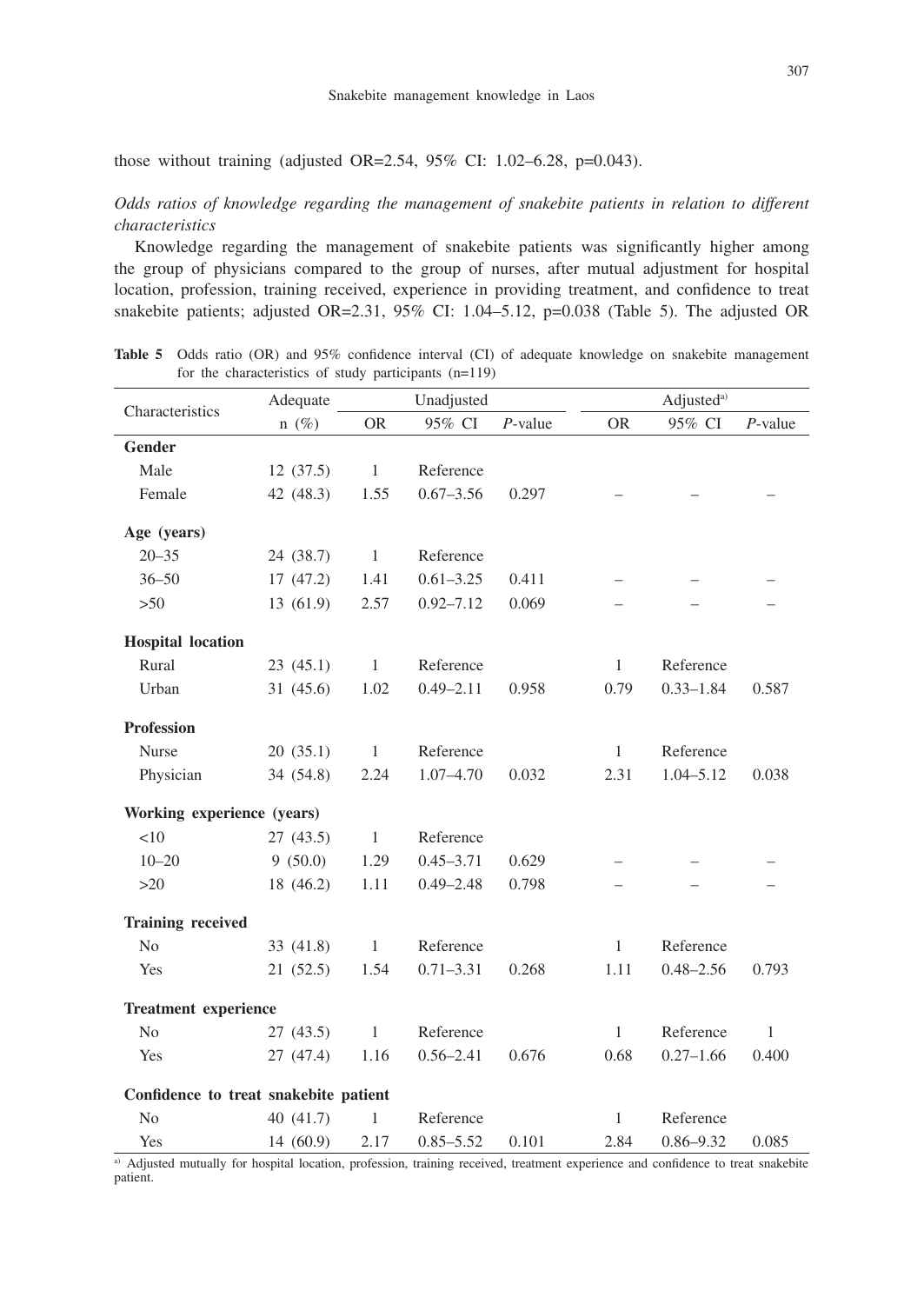those without training (adjusted OR=2.54, 95% CI: 1.02–6.28, p=0.043).

*Odds ratios of knowledge regarding the management of snakebite patients in relation to different characteristics*

Knowledge regarding the management of snakebite patients was significantly higher among the group of physicians compared to the group of nurses, after mutual adjustment for hospital location, profession, training received, experience in providing treatment, and confidence to treat snakebite patients; adjusted OR=2.31, 95% CI: 1.04–5.12, p=0.038 (Table 5). The adjusted OR

**Table 5** Odds ratio (OR) and 95% confidence interval (CI) of adequate knowledge on snakebite management for the characteristics of study participants (n=119)

| Characteristics | Adequate | Unadjusted | | | Adjusted[a] | | |
|---|---|---|---|---|---|---|---|
| | n (%) | OR | 95% CI | *P*-value | OR | 95% CI | *P*-value |
| **Gender** | | | | | | | |
| Male | 12 (37.5) | 1 | Reference | | | | |
| Female | 42 (48.3) | 1.55 | 0.67–3.56 | 0.297 | – | – | – |
| **Age (years)** | | | | | | | |
| 20–35 | 24 (38.7) | 1 | Reference | | | | |
| 36–50 | 17 (47.2) | 1.41 | 0.61–3.25 | 0.411 | – | – | – |
| >50 | 13 (61.9) | 2.57 | 0.92–7.12 | 0.069 | – | – | – |
| **Hospital location** | | | | | | | |
| Rural | 23 (45.1) | 1 | Reference | | 1 | Reference | |
| Urban | 31 (45.6) | 1.02 | 0.49–2.11 | 0.958 | 0.79 | 0.33–1.84 | 0.587 |
| **Profession** | | | | | | | |
| Nurse | 20 (35.1) | 1 | Reference | | 1 | Reference | |
| Physician | 34 (54.8) | 2.24 | 1.07–4.70 | 0.032 | 2.31 | 1.04–5.12 | 0.038 |
| **Working experience (years)** | | | | | | | |
| <10 | 27 (43.5) | 1 | Reference | | | | |
| 10–20 | 9 (50.0) | 1.29 | 0.45–3.71 | 0.629 | – | – | – |
| >20 | 18 (46.2) | 1.11 | 0.49–2.48 | 0.798 | – | – | – |
| **Training received** | | | | | | | |
| No | 33 (41.8) | 1 | Reference | | 1 | Reference | |
| Yes | 21 (52.5) | 1.54 | 0.71–3.31 | 0.268 | 1.11 | 0.48–2.56 | 0.793 |
| **Treatment experience** | | | | | | | |
| No | 27 (43.5) | 1 | Reference | | 1 | Reference | 1 |
| Yes | 27 (47.4) | 1.16 | 0.56–2.41 | 0.676 | 0.68 | 0.27–1.66 | 0.400 |
| **Confidence to treat snakebite patient** | | | | | | | |
| No | 40 (41.7) | 1 | Reference | | 1 | Reference | |
| Yes | 14 (60.9) | 2.17 | 0.85–5.52 | 0.101 | 2.84 | 0.86–9.32 | 0.085 |

[a] Adjusted mutually for hospital location, profession, training received, treatment experience and confidence to treat snakebite patient.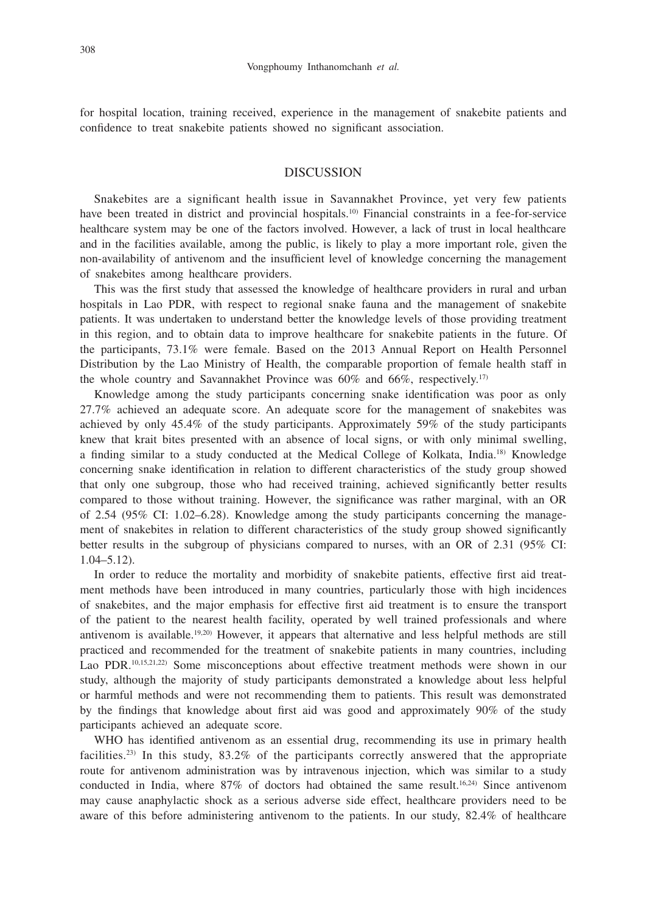for hospital location, training received, experience in the management of snakebite patients and confidence to treat snakebite patients showed no significant association.

## DISCUSSION

Snakebites are a significant health issue in Savannakhet Province, yet very few patients have been treated in district and provincial hospitals.[10] Financial constraints in a fee-for-service healthcare system may be one of the factors involved. However, a lack of trust in local healthcare and in the facilities available, among the public, is likely to play a more important role, given the non-availability of antivenom and the insufficient level of knowledge concerning the management of snakebites among healthcare providers.

This was the first study that assessed the knowledge of healthcare providers in rural and urban hospitals in Lao PDR, with respect to regional snake fauna and the management of snakebite patients. It was undertaken to understand better the knowledge levels of those providing treatment in this region, and to obtain data to improve healthcare for snakebite patients in the future. Of the participants, 73.1% were female. Based on the 2013 Annual Report on Health Personnel Distribution by the Lao Ministry of Health, the comparable proportion of female health staff in the whole country and Savannakhet Province was 60% and 66%, respectively.[17]

Knowledge among the study participants concerning snake identification was poor as only 27.7% achieved an adequate score. An adequate score for the management of snakebites was achieved by only 45.4% of the study participants. Approximately 59% of the study participants knew that krait bites presented with an absence of local signs, or with only minimal swelling, a finding similar to a study conducted at the Medical College of Kolkata, India.[18] Knowledge concerning snake identification in relation to different characteristics of the study group showed that only one subgroup, those who had received training, achieved significantly better results compared to those without training. However, the significance was rather marginal, with an OR of 2.54 (95% CI: 1.02–6.28). Knowledge among the study participants concerning the management of snakebites in relation to different characteristics of the study group showed significantly better results in the subgroup of physicians compared to nurses, with an OR of 2.31 (95% CI: 1.04–5.12).

In order to reduce the mortality and morbidity of snakebite patients, effective first aid treatment methods have been introduced in many countries, particularly those with high incidences of snakebites, and the major emphasis for effective first aid treatment is to ensure the transport of the patient to the nearest health facility, operated by well trained professionals and where antivenom is available.[19,20] However, it appears that alternative and less helpful methods are still practiced and recommended for the treatment of snakebite patients in many countries, including Lao PDR.[10,15,21,22] Some misconceptions about effective treatment methods were shown in our study, although the majority of study participants demonstrated a knowledge about less helpful or harmful methods and were not recommending them to patients. This result was demonstrated by the findings that knowledge about first aid was good and approximately 90% of the study participants achieved an adequate score.

WHO has identified antivenom as an essential drug, recommending its use in primary health facilities.[23] In this study, 83.2% of the participants correctly answered that the appropriate route for antivenom administration was by intravenous injection, which was similar to a study conducted in India, where 87% of doctors had obtained the same result.[16,24] Since antivenom may cause anaphylactic shock as a serious adverse side effect, healthcare providers need to be aware of this before administering antivenom to the patients. In our study, 82.4% of healthcare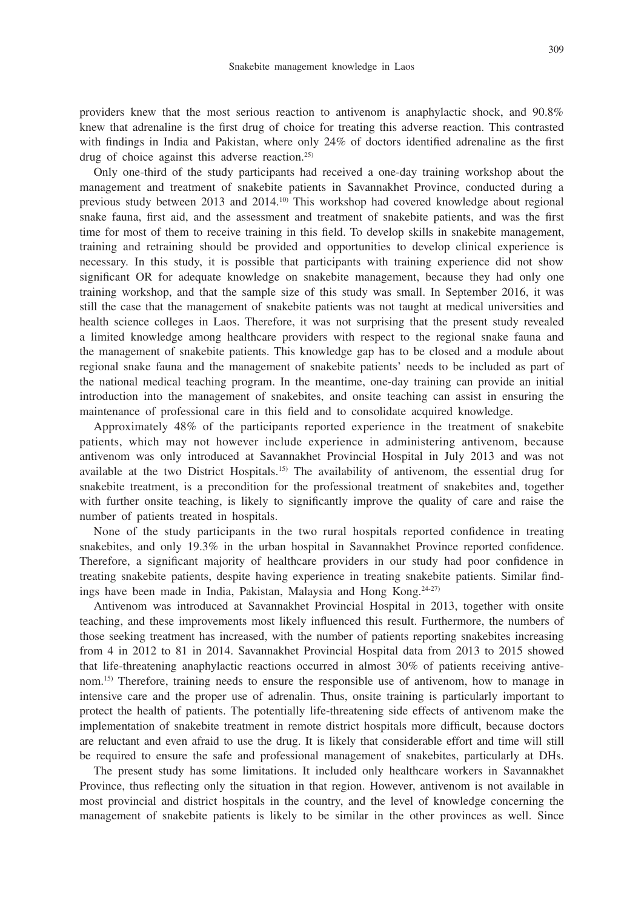providers knew that the most serious reaction to antivenom is anaphylactic shock, and 90.8% knew that adrenaline is the first drug of choice for treating this adverse reaction. This contrasted with findings in India and Pakistan, where only 24% of doctors identified adrenaline as the first drug of choice against this adverse reaction.[25)]

Only one-third of the study participants had received a one-day training workshop about the management and treatment of snakebite patients in Savannakhet Province, conducted during a previous study between 2013 and 2014.[10)] This workshop had covered knowledge about regional snake fauna, first aid, and the assessment and treatment of snakebite patients, and was the first time for most of them to receive training in this field. To develop skills in snakebite management, training and retraining should be provided and opportunities to develop clinical experience is necessary. In this study, it is possible that participants with training experience did not show significant OR for adequate knowledge on snakebite management, because they had only one training workshop, and that the sample size of this study was small. In September 2016, it was still the case that the management of snakebite patients was not taught at medical universities and health science colleges in Laos. Therefore, it was not surprising that the present study revealed a limited knowledge among healthcare providers with respect to the regional snake fauna and the management of snakebite patients. This knowledge gap has to be closed and a module about regional snake fauna and the management of snakebite patients' needs to be included as part of the national medical teaching program. In the meantime, one-day training can provide an initial introduction into the management of snakebites, and onsite teaching can assist in ensuring the maintenance of professional care in this field and to consolidate acquired knowledge.

Approximately 48% of the participants reported experience in the treatment of snakebite patients, which may not however include experience in administering antivenom, because antivenom was only introduced at Savannakhet Provincial Hospital in July 2013 and was not available at the two District Hospitals.[15)] The availability of antivenom, the essential drug for snakebite treatment, is a precondition for the professional treatment of snakebites and, together with further onsite teaching, is likely to significantly improve the quality of care and raise the number of patients treated in hospitals.

None of the study participants in the two rural hospitals reported confidence in treating snakebites, and only 19.3% in the urban hospital in Savannakhet Province reported confidence. Therefore, a significant majority of healthcare providers in our study had poor confidence in treating snakebite patients, despite having experience in treating snakebite patients. Similar findings have been made in India, Pakistan, Malaysia and Hong Kong.[24-27)]

Antivenom was introduced at Savannakhet Provincial Hospital in 2013, together with onsite teaching, and these improvements most likely influenced this result. Furthermore, the numbers of those seeking treatment has increased, with the number of patients reporting snakebites increasing from 4 in 2012 to 81 in 2014. Savannakhet Provincial Hospital data from 2013 to 2015 showed that life-threatening anaphylactic reactions occurred in almost 30% of patients receiving antivenom.[15)] Therefore, training needs to ensure the responsible use of antivenom, how to manage in intensive care and the proper use of adrenalin. Thus, onsite training is particularly important to protect the health of patients. The potentially life-threatening side effects of antivenom make the implementation of snakebite treatment in remote district hospitals more difficult, because doctors are reluctant and even afraid to use the drug. It is likely that considerable effort and time will still be required to ensure the safe and professional management of snakebites, particularly at DHs.

The present study has some limitations. It included only healthcare workers in Savannakhet Province, thus reflecting only the situation in that region. However, antivenom is not available in most provincial and district hospitals in the country, and the level of knowledge concerning the management of snakebite patients is likely to be similar in the other provinces as well. Since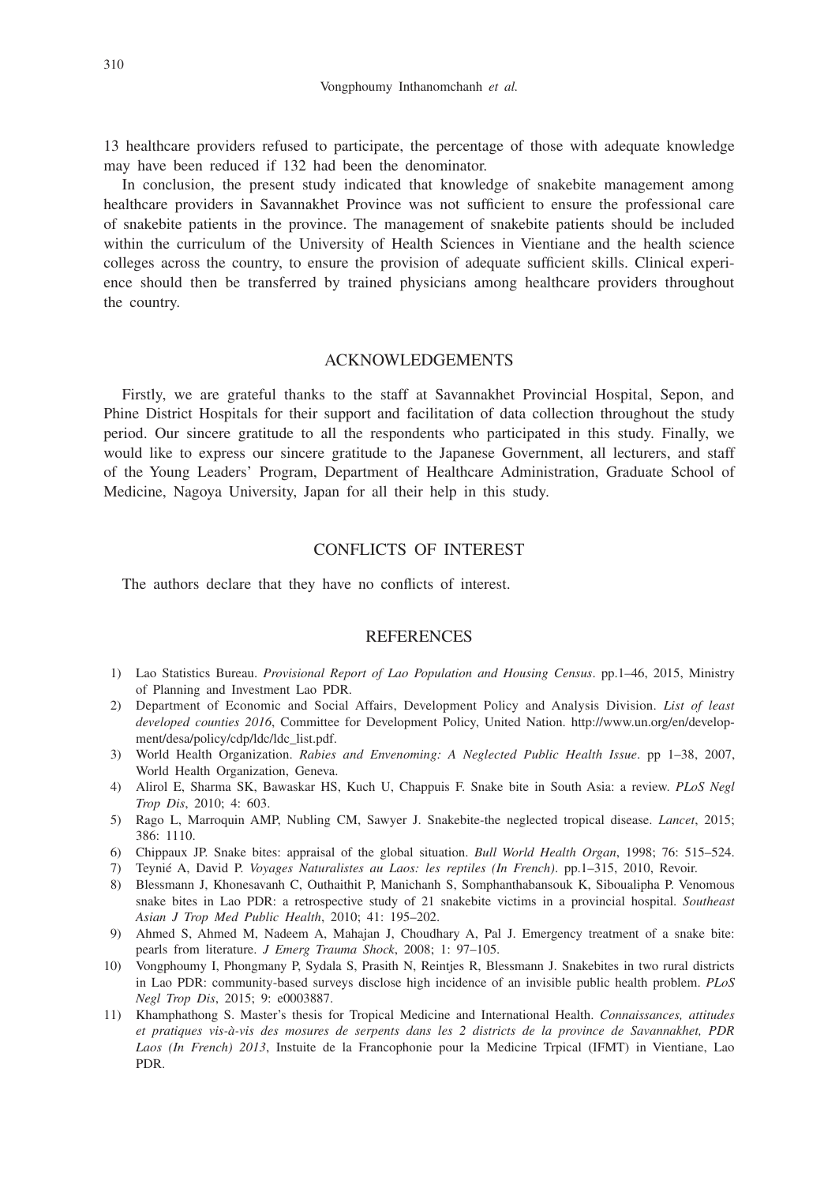13 healthcare providers refused to participate, the percentage of those with adequate knowledge may have been reduced if 132 had been the denominator.

In conclusion, the present study indicated that knowledge of snakebite management among healthcare providers in Savannakhet Province was not sufficient to ensure the professional care of snakebite patients in the province. The management of snakebite patients should be included within the curriculum of the University of Health Sciences in Vientiane and the health science colleges across the country, to ensure the provision of adequate sufficient skills. Clinical experience should then be transferred by trained physicians among healthcare providers throughout the country.

## ACKNOWLEDGEMENTS

Firstly, we are grateful thanks to the staff at Savannakhet Provincial Hospital, Sepon, and Phine District Hospitals for their support and facilitation of data collection throughout the study period. Our sincere gratitude to all the respondents who participated in this study. Finally, we would like to express our sincere gratitude to the Japanese Government, all lecturers, and staff of the Young Leaders' Program, Department of Healthcare Administration, Graduate School of Medicine, Nagoya University, Japan for all their help in this study.

## CONFLICTS OF INTEREST

The authors declare that they have no conflicts of interest.

## REFERENCES

1) Lao Statistics Bureau. *Provisional Report of Lao Population and Housing Census*. pp.1–46, 2015, Ministry of Planning and Investment Lao PDR.
2) Department of Economic and Social Affairs, Development Policy and Analysis Division. *List of least developed counties 2016*, Committee for Development Policy, United Nation. http://www.un.org/en/development/desa/policy/cdp/ldc/ldc_list.pdf.
3) World Health Organization. *Rabies and Envenoming: A Neglected Public Health Issue*. pp 1–38, 2007, World Health Organization, Geneva.
4) Alirol E, Sharma SK, Bawaskar HS, Kuch U, Chappuis F. Snake bite in South Asia: a review. *PLoS Negl Trop Dis*, 2010; 4: 603.
5) Rago L, Marroquin AMP, Nubling CM, Sawyer J. Snakebite-the neglected tropical disease. *Lancet*, 2015; 386: 1110.
6) Chippaux JP. Snake bites: appraisal of the global situation. *Bull World Health Organ*, 1998; 76: 515–524.
7) Teynié A, David P. *Voyages Naturalistes au Laos: les reptiles (In French)*. pp.1–315, 2010, Revoir.
8) Blessmann J, Khonesavanh C, Outhaithit P, Manichanh S, Somphanthabansouk K, Siboualipha P. Venomous snake bites in Lao PDR: a retrospective study of 21 snakebite victims in a provincial hospital. *Southeast Asian J Trop Med Public Health*, 2010; 41: 195–202.
9) Ahmed S, Ahmed M, Nadeem A, Mahajan J, Choudhary A, Pal J. Emergency treatment of a snake bite: pearls from literature. *J Emerg Trauma Shock*, 2008; 1: 97–105.
10) Vongphoumy I, Phongmany P, Sydala S, Prasith N, Reintjes R, Blessmann J. Snakebites in two rural districts in Lao PDR: community-based surveys disclose high incidence of an invisible public health problem. *PLoS Negl Trop Dis*, 2015; 9: e0003887.
11) Khamphathong S. Master's thesis for Tropical Medicine and International Health. *Connaissances, attitudes et pratiques vis-à-vis des mosures de serpents dans les 2 districts de la province de Savannakhet, PDR Laos (In French) 2013*, Instuite de la Francophonie pour la Medicine Trpical (IFMT) in Vientiane, Lao PDR.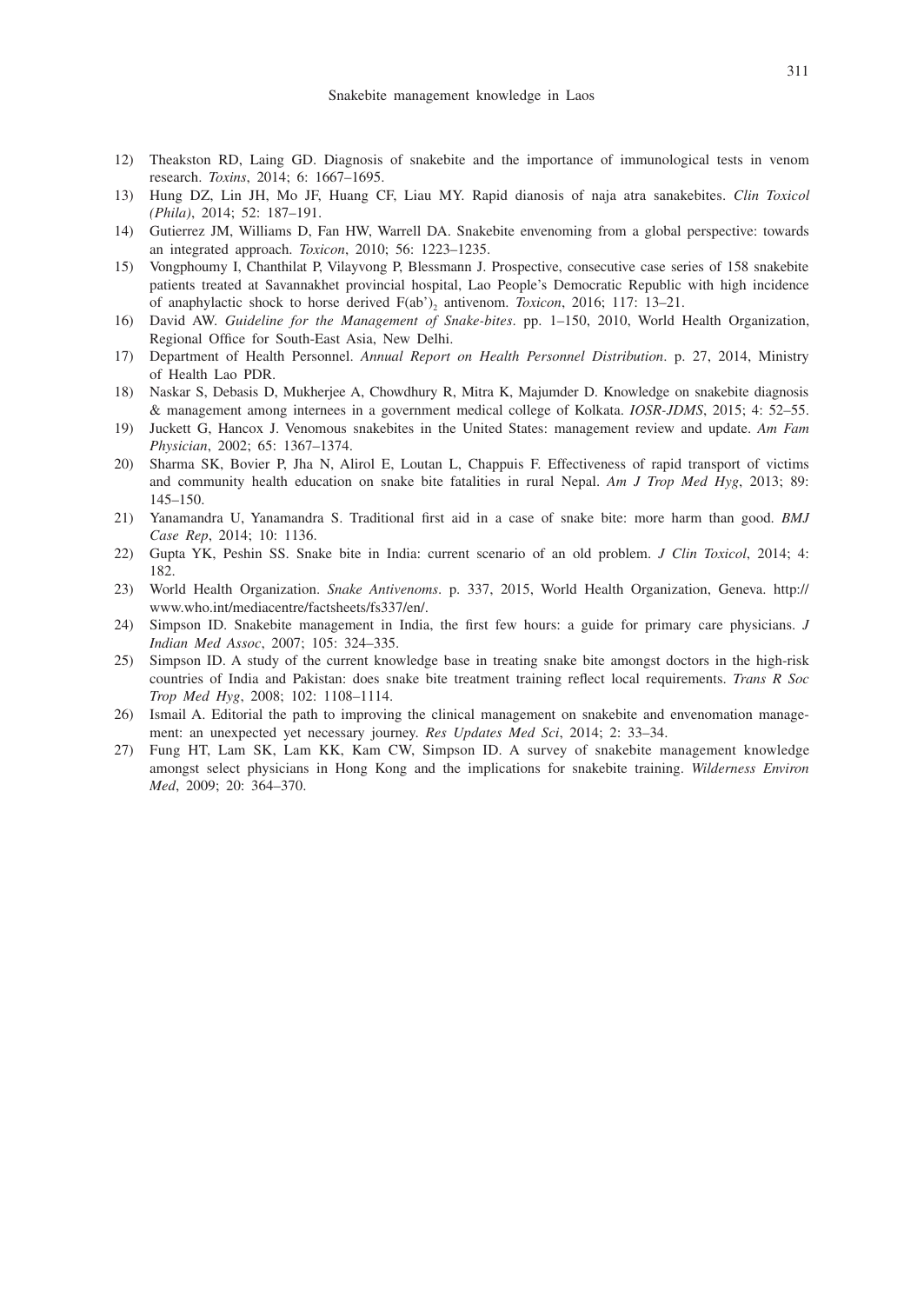12) Theakston RD, Laing GD. Diagnosis of snakebite and the importance of immunological tests in venom research. *Toxins*, 2014; 6: 1667–1695.
13) Hung DZ, Lin JH, Mo JF, Huang CF, Liau MY. Rapid dianosis of naja atra sanakebites. *Clin Toxicol (Phila)*, 2014; 52: 187–191.
14) Gutierrez JM, Williams D, Fan HW, Warrell DA. Snakebite envenoming from a global perspective: towards an integrated approach. *Toxicon*, 2010; 56: 1223–1235.
15) Vongphoumy I, Chanthilat P, Vilayvong P, Blessmann J. Prospective, consecutive case series of 158 snakebite patients treated at Savannakhet provincial hospital, Lao People's Democratic Republic with high incidence of anaphylactic shock to horse derived $F(ab')_2$ antivenom. *Toxicon*, 2016; 117: 13–21.
16) David AW. *Guideline for the Management of Snake-bites*. pp. 1–150, 2010, World Health Organization, Regional Office for South-East Asia, New Delhi.
17) Department of Health Personnel. *Annual Report on Health Personnel Distribution*. p. 27, 2014, Ministry of Health Lao PDR.
18) Naskar S, Debasis D, Mukherjee A, Chowdhury R, Mitra K, Majumder D. Knowledge on snakebite diagnosis & management among internees in a government medical college of Kolkata. *IOSR-JDMS*, 2015; 4: 52–55.
19) Juckett G, Hancox J. Venomous snakebites in the United States: management review and update. *Am Fam Physician*, 2002; 65: 1367–1374.
20) Sharma SK, Bovier P, Jha N, Alirol E, Loutan L, Chappuis F. Effectiveness of rapid transport of victims and community health education on snake bite fatalities in rural Nepal. *Am J Trop Med Hyg*, 2013; 89: 145–150.
21) Yanamandra U, Yanamandra S. Traditional first aid in a case of snake bite: more harm than good. *BMJ Case Rep*, 2014; 10: 1136.
22) Gupta YK, Peshin SS. Snake bite in India: current scenario of an old problem. *J Clin Toxicol*, 2014; 4: 182.
23) World Health Organization. *Snake Antivenoms*. p. 337, 2015, World Health Organization, Geneva. http://www.who.int/mediacentre/factsheets/fs337/en/.
24) Simpson ID. Snakebite management in India, the first few hours: a guide for primary care physicians. *J Indian Med Assoc*, 2007; 105: 324–335.
25) Simpson ID. A study of the current knowledge base in treating snake bite amongst doctors in the high-risk countries of India and Pakistan: does snake bite treatment training reflect local requirements. *Trans R Soc Trop Med Hyg*, 2008; 102: 1108–1114.
26) Ismail A. Editorial the path to improving the clinical management on snakebite and envenomation management: an unexpected yet necessary journey. *Res Updates Med Sci*, 2014; 2: 33–34.
27) Fung HT, Lam SK, Lam KK, Kam CW, Simpson ID. A survey of snakebite management knowledge amongst select physicians in Hong Kong and the implications for snakebite training. *Wilderness Environ Med*, 2009; 20: 364–370.